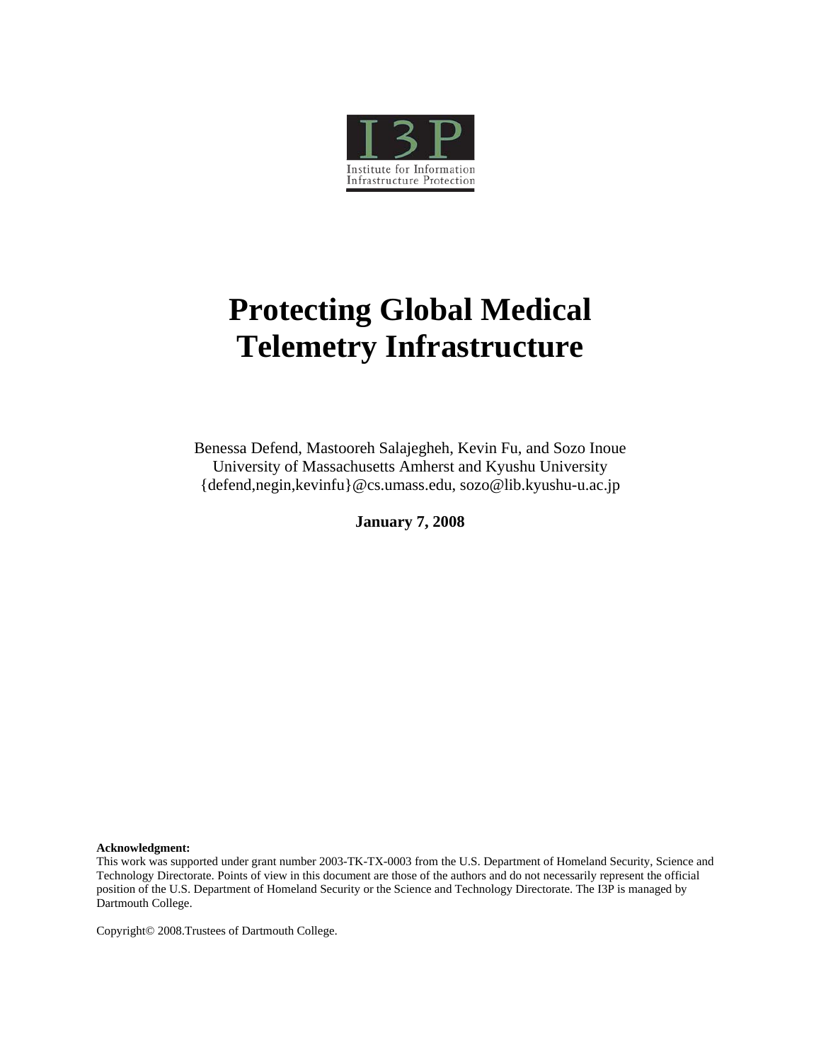I3P

Institute for Information Infrastructure Protection

# Protecting Global Medical Telemetry Infrastructure

Benessa Defend, Mastooreh Salajegheh, Kevin Fu, and Sozo Inoue
University of Massachusetts Amherst and Kyushu University
{defend,negin,kevinfu}@cs.umass.edu, sozo@lib.kyushu-u.ac.jp

**January 7, 2008**

**Acknowledgment:**
This work was supported under grant number 2003-TK-TX-0003 from the U.S. Department of Homeland Security, Science and Technology Directorate. Points of view in this document are those of the authors and do not necessarily represent the official position of the U.S. Department of Homeland Security or the Science and Technology Directorate. The I3P is managed by Dartmouth College.

Copyright© 2008.Trustees of Dartmouth College.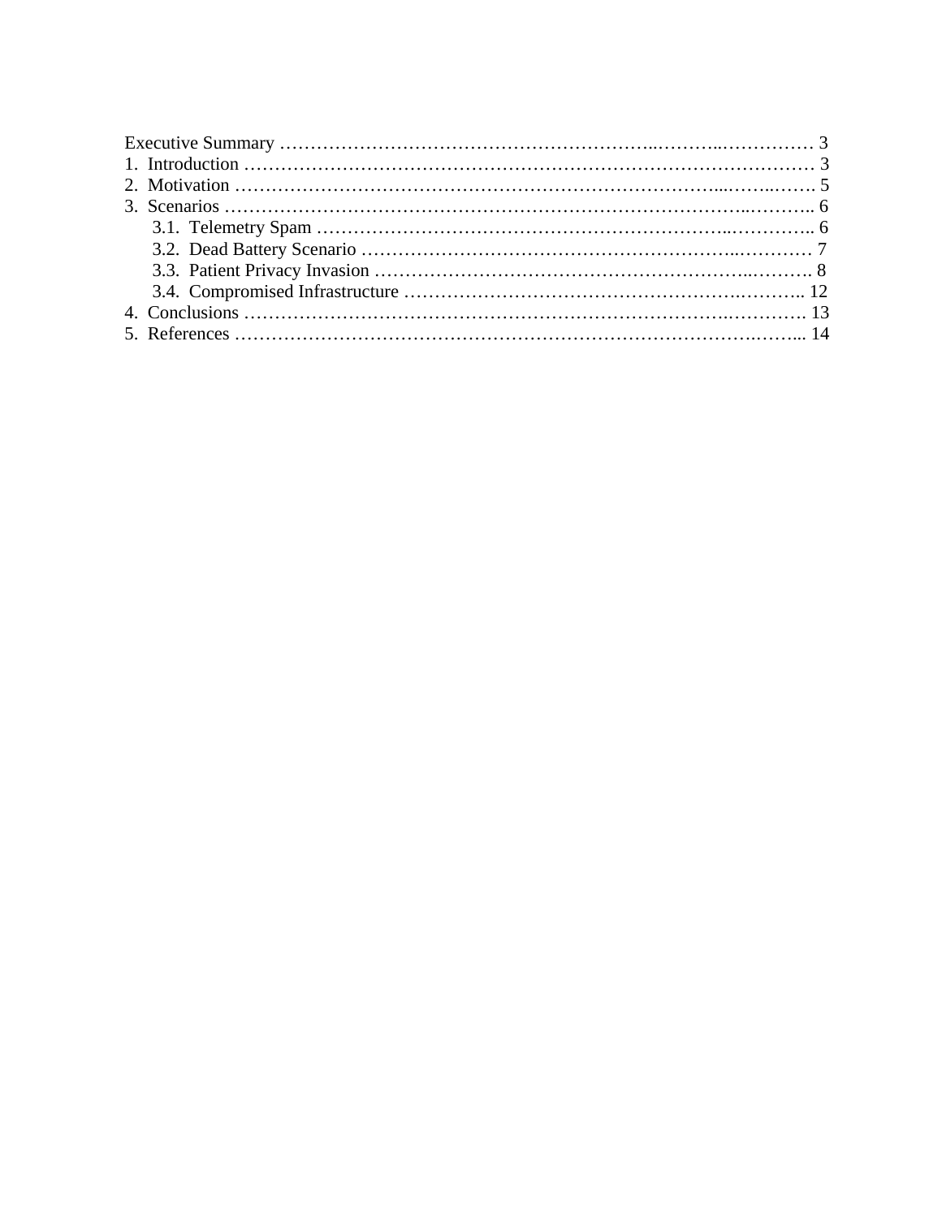Executive Summary ………………………………………………………..………..……………… 3
1. Introduction ………………………………………………………………………………… 3
2. Motivation ……………………………………………………………………...……..……. 5
3. Scenarios ……………………………………………………………………………..……….. 6
   3.1. Telemetry Spam ……………………………………………………………..………….. 6
   3.2. Dead Battery Scenario ………………………………………………………..………… 7
   3.3. Patient Privacy Invasion ……………………………………………………..………. 8
   3.4. Compromised Infrastructure ……………………………………………….……….. 12
4. Conclusions ……………………………………………………………………….…………. 13
5. References …………………………………………………………………………….……... 14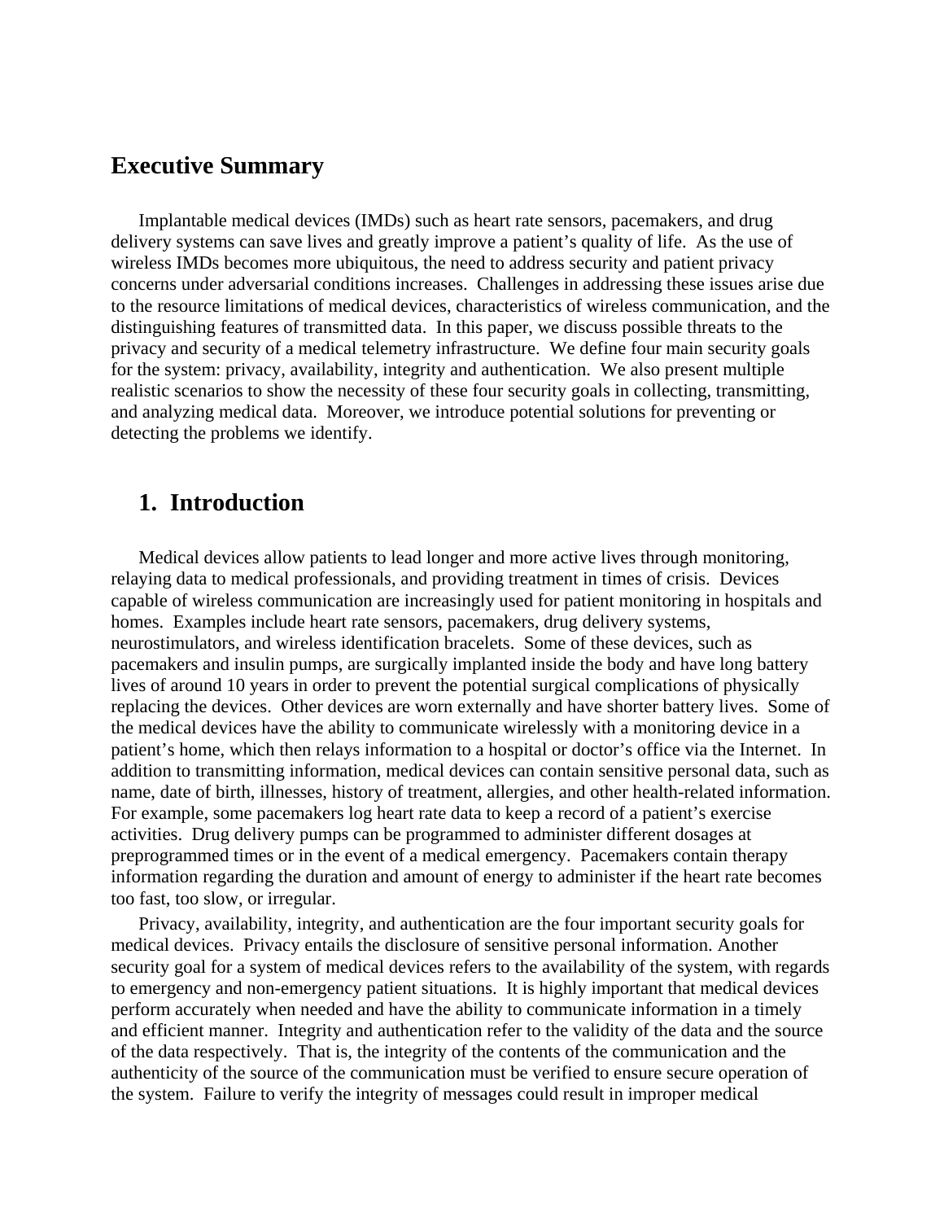## Executive Summary

Implantable medical devices (IMDs) such as heart rate sensors, pacemakers, and drug delivery systems can save lives and greatly improve a patient's quality of life. As the use of wireless IMDs becomes more ubiquitous, the need to address security and patient privacy concerns under adversarial conditions increases. Challenges in addressing these issues arise due to the resource limitations of medical devices, characteristics of wireless communication, and the distinguishing features of transmitted data. In this paper, we discuss possible threats to the privacy and security of a medical telemetry infrastructure. We define four main security goals for the system: privacy, availability, integrity and authentication. We also present multiple realistic scenarios to show the necessity of these four security goals in collecting, transmitting, and analyzing medical data. Moreover, we introduce potential solutions for preventing or detecting the problems we identify.

## 1. Introduction

Medical devices allow patients to lead longer and more active lives through monitoring, relaying data to medical professionals, and providing treatment in times of crisis. Devices capable of wireless communication are increasingly used for patient monitoring in hospitals and homes. Examples include heart rate sensors, pacemakers, drug delivery systems, neurostimulators, and wireless identification bracelets. Some of these devices, such as pacemakers and insulin pumps, are surgically implanted inside the body and have long battery lives of around 10 years in order to prevent the potential surgical complications of physically replacing the devices. Other devices are worn externally and have shorter battery lives. Some of the medical devices have the ability to communicate wirelessly with a monitoring device in a patient's home, which then relays information to a hospital or doctor's office via the Internet. In addition to transmitting information, medical devices can contain sensitive personal data, such as name, date of birth, illnesses, history of treatment, allergies, and other health-related information. For example, some pacemakers log heart rate data to keep a record of a patient's exercise activities. Drug delivery pumps can be programmed to administer different dosages at preprogrammed times or in the event of a medical emergency. Pacemakers contain therapy information regarding the duration and amount of energy to administer if the heart rate becomes too fast, too slow, or irregular.

Privacy, availability, integrity, and authentication are the four important security goals for medical devices. Privacy entails the disclosure of sensitive personal information. Another security goal for a system of medical devices refers to the availability of the system, with regards to emergency and non-emergency patient situations. It is highly important that medical devices perform accurately when needed and have the ability to communicate information in a timely and efficient manner. Integrity and authentication refer to the validity of the data and the source of the data respectively. That is, the integrity of the contents of the communication and the authenticity of the source of the communication must be verified to ensure secure operation of the system. Failure to verify the integrity of messages could result in improper medical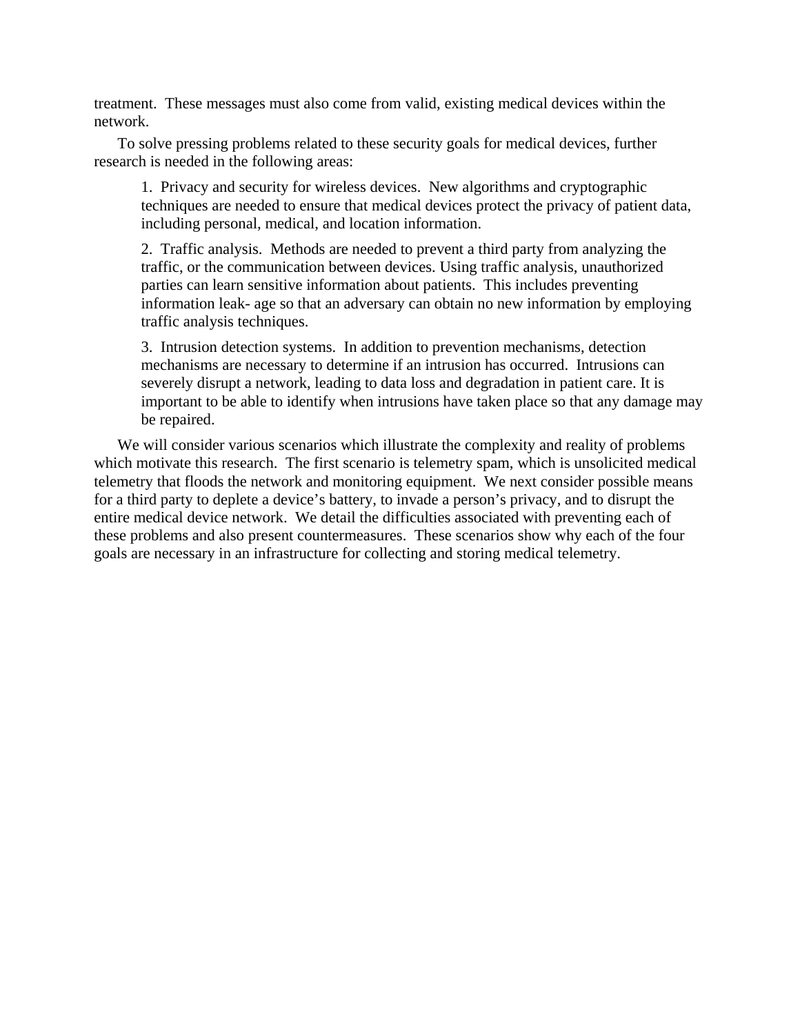treatment. These messages must also come from valid, existing medical devices within the network.

To solve pressing problems related to these security goals for medical devices, further research is needed in the following areas:

> 1. Privacy and security for wireless devices. New algorithms and cryptographic techniques are needed to ensure that medical devices protect the privacy of patient data, including personal, medical, and location information.
>
> 2. Traffic analysis. Methods are needed to prevent a third party from analyzing the traffic, or the communication between devices. Using traffic analysis, unauthorized parties can learn sensitive information about patients. This includes preventing information leak- age so that an adversary can obtain no new information by employing traffic analysis techniques.
>
> 3. Intrusion detection systems. In addition to prevention mechanisms, detection mechanisms are necessary to determine if an intrusion has occurred. Intrusions can severely disrupt a network, leading to data loss and degradation in patient care. It is important to be able to identify when intrusions have taken place so that any damage may be repaired.

We will consider various scenarios which illustrate the complexity and reality of problems which motivate this research. The first scenario is telemetry spam, which is unsolicited medical telemetry that floods the network and monitoring equipment. We next consider possible means for a third party to deplete a device's battery, to invade a person's privacy, and to disrupt the entire medical device network. We detail the difficulties associated with preventing each of these problems and also present countermeasures. These scenarios show why each of the four goals are necessary in an infrastructure for collecting and storing medical telemetry.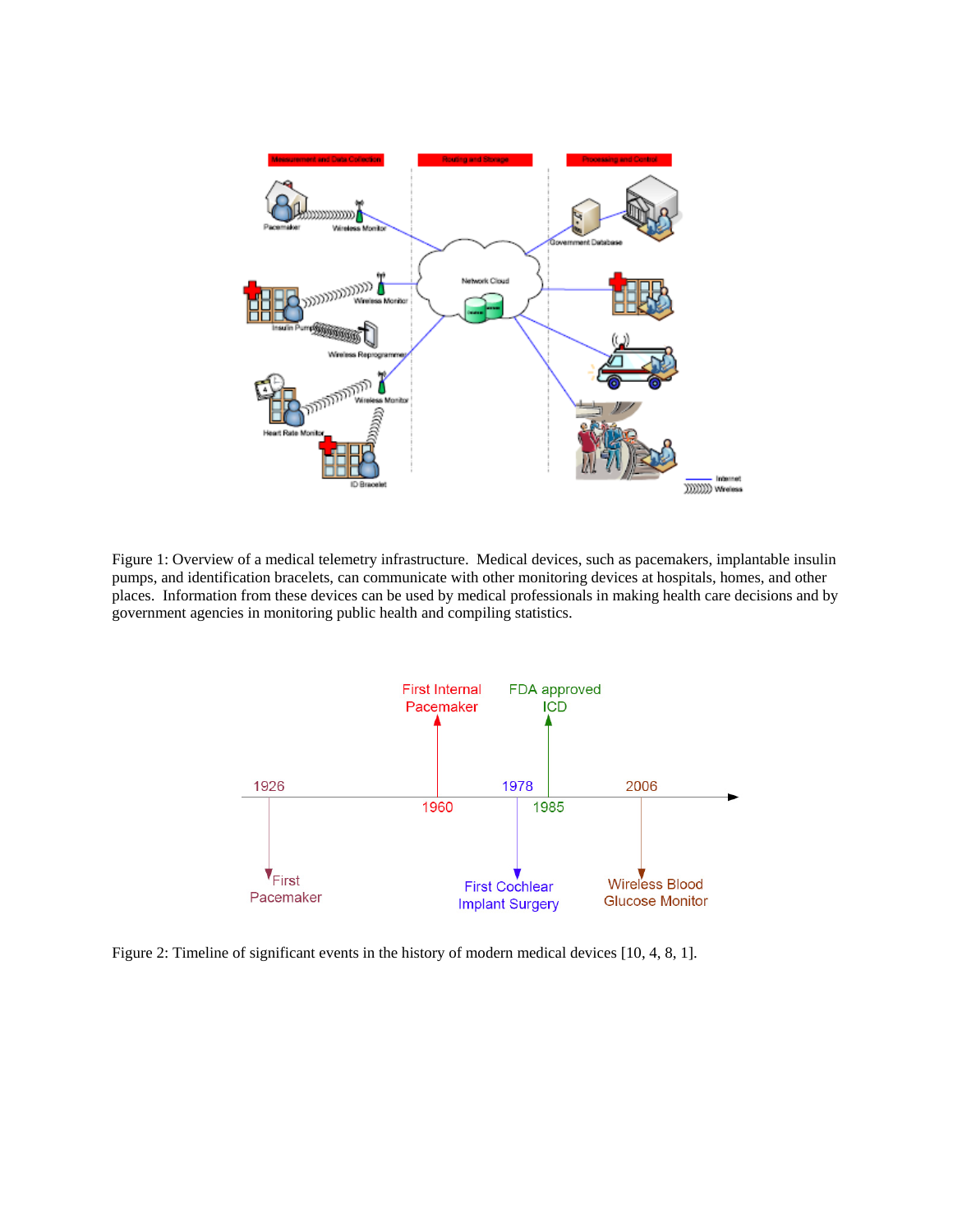Figure 1: Overview of a medical telemetry infrastructure. Medical devices, such as pacemakers, implantable insulin pumps, and identification bracelets, can communicate with other monitoring devices at hospitals, homes, and other places. Information from these devices can be used by medical professionals in making health care decisions and by government agencies in monitoring public health and compiling statistics.

Figure 2: Timeline of significant events in the history of modern medical devices [10, 4, 8, 1].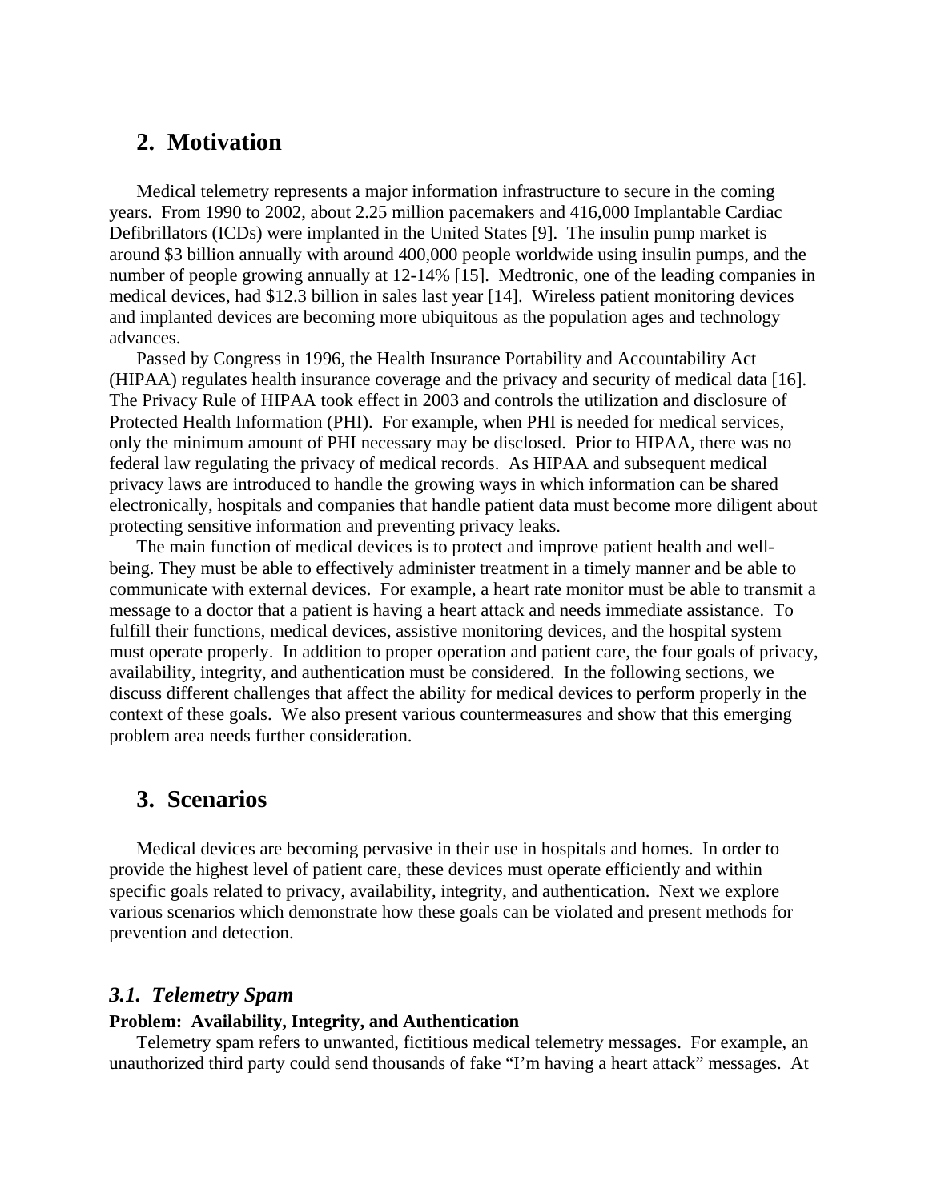## 2. Motivation

Medical telemetry represents a major information infrastructure to secure in the coming years. From 1990 to 2002, about 2.25 million pacemakers and 416,000 Implantable Cardiac Defibrillators (ICDs) were implanted in the United States [9]. The insulin pump market is around $3 billion annually with around 400,000 people worldwide using insulin pumps, and the number of people growing annually at 12-14% [15]. Medtronic, one of the leading companies in medical devices, had $12.3 billion in sales last year [14]. Wireless patient monitoring devices and implanted devices are becoming more ubiquitous as the population ages and technology advances.

Passed by Congress in 1996, the Health Insurance Portability and Accountability Act (HIPAA) regulates health insurance coverage and the privacy and security of medical data [16]. The Privacy Rule of HIPAA took effect in 2003 and controls the utilization and disclosure of Protected Health Information (PHI). For example, when PHI is needed for medical services, only the minimum amount of PHI necessary may be disclosed. Prior to HIPAA, there was no federal law regulating the privacy of medical records. As HIPAA and subsequent medical privacy laws are introduced to handle the growing ways in which information can be shared electronically, hospitals and companies that handle patient data must become more diligent about protecting sensitive information and preventing privacy leaks.

The main function of medical devices is to protect and improve patient health and well-being. They must be able to effectively administer treatment in a timely manner and be able to communicate with external devices. For example, a heart rate monitor must be able to transmit a message to a doctor that a patient is having a heart attack and needs immediate assistance. To fulfill their functions, medical devices, assistive monitoring devices, and the hospital system must operate properly. In addition to proper operation and patient care, the four goals of privacy, availability, integrity, and authentication must be considered. In the following sections, we discuss different challenges that affect the ability for medical devices to perform properly in the context of these goals. We also present various countermeasures and show that this emerging problem area needs further consideration.

## 3. Scenarios

Medical devices are becoming pervasive in their use in hospitals and homes. In order to provide the highest level of patient care, these devices must operate efficiently and within specific goals related to privacy, availability, integrity, and authentication. Next we explore various scenarios which demonstrate how these goals can be violated and present methods for prevention and detection.

### *3.1. Telemetry Spam*

**Problem: Availability, Integrity, and Authentication**

Telemetry spam refers to unwanted, fictitious medical telemetry messages. For example, an unauthorized third party could send thousands of fake "I'm having a heart attack" messages. At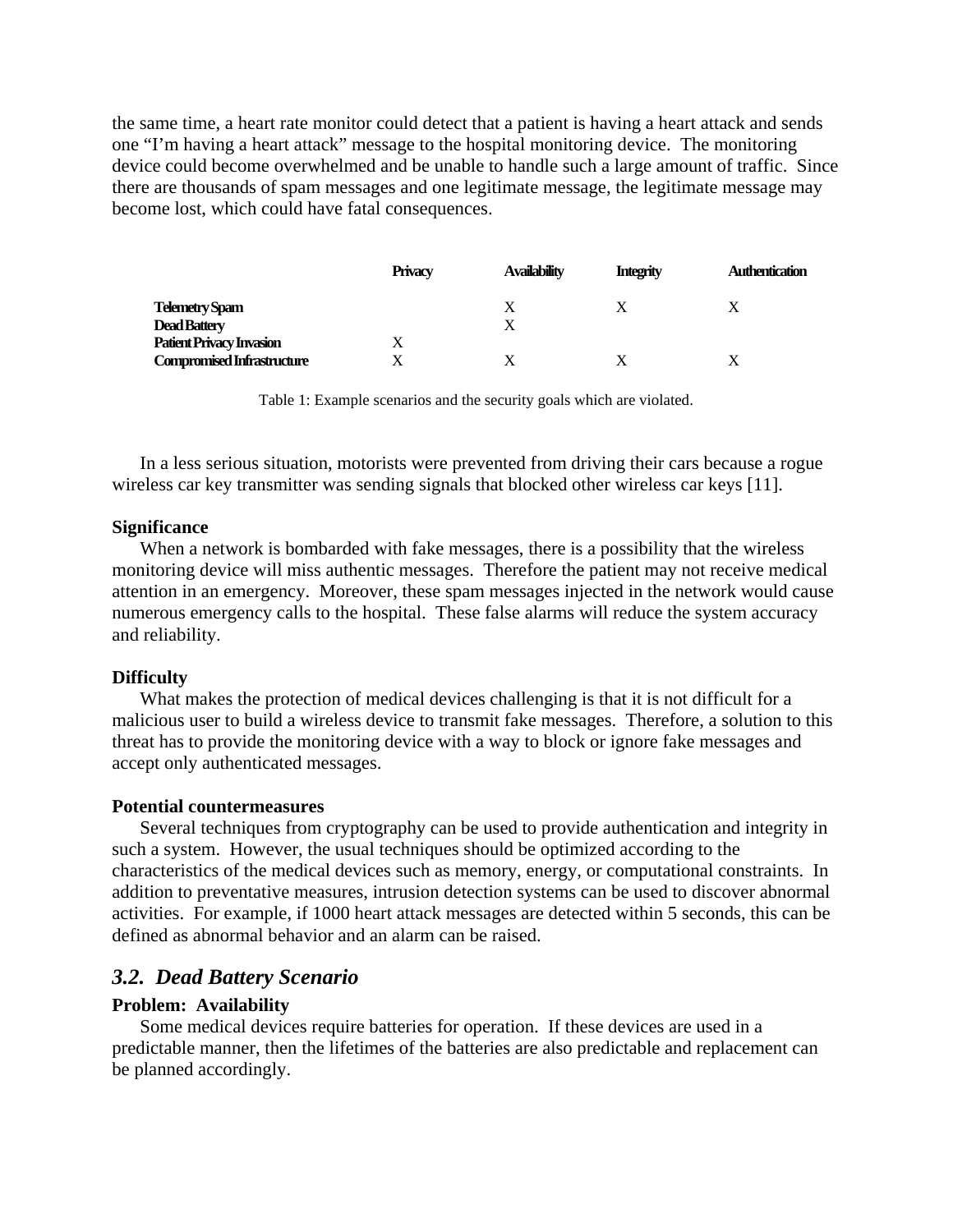the same time, a heart rate monitor could detect that a patient is having a heart attack and sends one "I'm having a heart attack" message to the hospital monitoring device. The monitoring device could become overwhelmed and be unable to handle such a large amount of traffic. Since there are thousands of spam messages and one legitimate message, the legitimate message may become lost, which could have fatal consequences.

| | Privacy | Availability | Integrity | Authentication |
|---|---|---|---|---|
| **Telemetry Spam** | | X | X | X |
| **Dead Battery** | | X | | |
| **Patient Privacy Invasion** | X | | | |
| **Compromised Infrastructure** | X | X | X | X |

Table 1: Example scenarios and the security goals which are violated.

In a less serious situation, motorists were prevented from driving their cars because a rogue wireless car key transmitter was sending signals that blocked other wireless car keys [11].

**Significance**

When a network is bombarded with fake messages, there is a possibility that the wireless monitoring device will miss authentic messages. Therefore the patient may not receive medical attention in an emergency. Moreover, these spam messages injected in the network would cause numerous emergency calls to the hospital. These false alarms will reduce the system accuracy and reliability.

**Difficulty**

What makes the protection of medical devices challenging is that it is not difficult for a malicious user to build a wireless device to transmit fake messages. Therefore, a solution to this threat has to provide the monitoring device with a way to block or ignore fake messages and accept only authenticated messages.

**Potential countermeasures**

Several techniques from cryptography can be used to provide authentication and integrity in such a system. However, the usual techniques should be optimized according to the characteristics of the medical devices such as memory, energy, or computational constraints. In addition to preventative measures, intrusion detection systems can be used to discover abnormal activities. For example, if 1000 heart attack messages are detected within 5 seconds, this can be defined as abnormal behavior and an alarm can be raised.

## *3.2. Dead Battery Scenario*

**Problem: Availability**

Some medical devices require batteries for operation. If these devices are used in a predictable manner, then the lifetimes of the batteries are also predictable and replacement can be planned accordingly.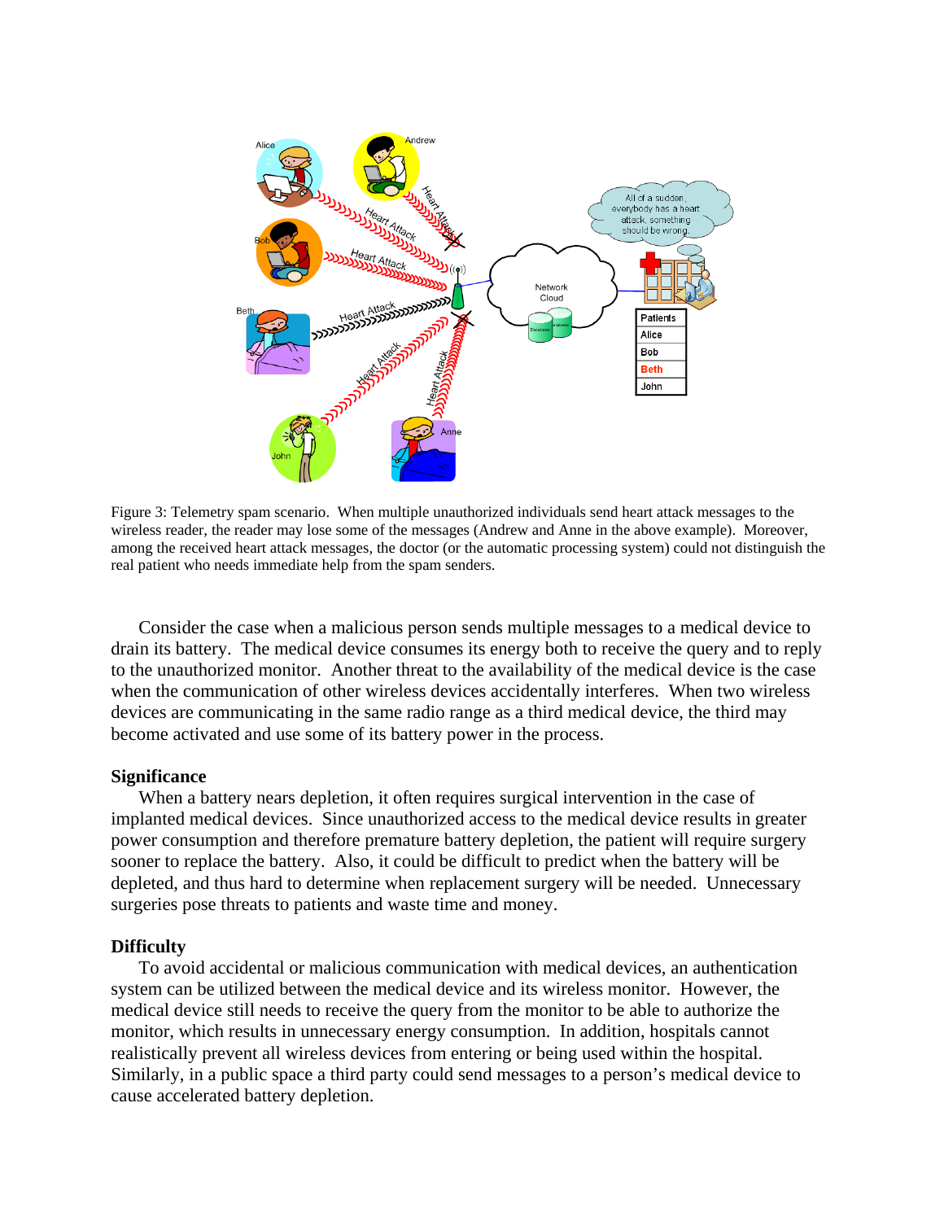Figure 3: Telemetry spam scenario. When multiple unauthorized individuals send heart attack messages to the wireless reader, the reader may lose some of the messages (Andrew and Anne in the above example). Moreover, among the received heart attack messages, the doctor (or the automatic processing system) could not distinguish the real patient who needs immediate help from the spam senders.

Consider the case when a malicious person sends multiple messages to a medical device to drain its battery. The medical device consumes its energy both to receive the query and to reply to the unauthorized monitor. Another threat to the availability of the medical device is the case when the communication of other wireless devices accidentally interferes. When two wireless devices are communicating in the same radio range as a third medical device, the third may become activated and use some of its battery power in the process.

**Significance**

When a battery nears depletion, it often requires surgical intervention in the case of implanted medical devices. Since unauthorized access to the medical device results in greater power consumption and therefore premature battery depletion, the patient will require surgery sooner to replace the battery. Also, it could be difficult to predict when the battery will be depleted, and thus hard to determine when replacement surgery will be needed. Unnecessary surgeries pose threats to patients and waste time and money.

**Difficulty**

To avoid accidental or malicious communication with medical devices, an authentication system can be utilized between the medical device and its wireless monitor. However, the medical device still needs to receive the query from the monitor to be able to authorize the monitor, which results in unnecessary energy consumption. In addition, hospitals cannot realistically prevent all wireless devices from entering or being used within the hospital. Similarly, in a public space a third party could send messages to a person's medical device to cause accelerated battery depletion.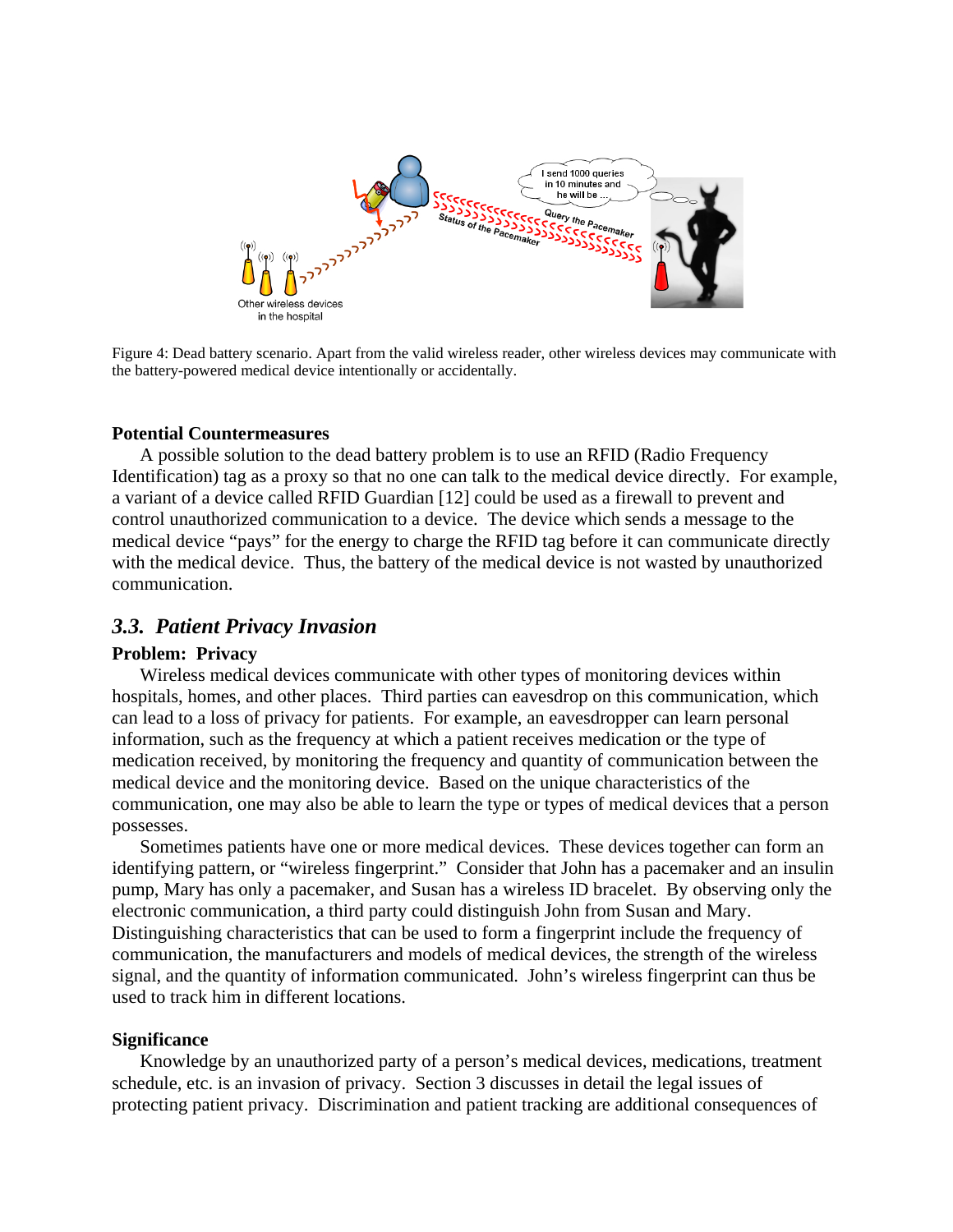Figure 4: Dead battery scenario. Apart from the valid wireless reader, other wireless devices may communicate with the battery-powered medical device intentionally or accidentally.

**Potential Countermeasures**

A possible solution to the dead battery problem is to use an RFID (Radio Frequency Identification) tag as a proxy so that no one can talk to the medical device directly. For example, a variant of a device called RFID Guardian [12] could be used as a firewall to prevent and control unauthorized communication to a device. The device which sends a message to the medical device "pays" for the energy to charge the RFID tag before it can communicate directly with the medical device. Thus, the battery of the medical device is not wasted by unauthorized communication.

## *3.3. Patient Privacy Invasion*

**Problem: Privacy**

Wireless medical devices communicate with other types of monitoring devices within hospitals, homes, and other places. Third parties can eavesdrop on this communication, which can lead to a loss of privacy for patients. For example, an eavesdropper can learn personal information, such as the frequency at which a patient receives medication or the type of medication received, by monitoring the frequency and quantity of communication between the medical device and the monitoring device. Based on the unique characteristics of the communication, one may also be able to learn the type or types of medical devices that a person possesses.

Sometimes patients have one or more medical devices. These devices together can form an identifying pattern, or "wireless fingerprint." Consider that John has a pacemaker and an insulin pump, Mary has only a pacemaker, and Susan has a wireless ID bracelet. By observing only the electronic communication, a third party could distinguish John from Susan and Mary. Distinguishing characteristics that can be used to form a fingerprint include the frequency of communication, the manufacturers and models of medical devices, the strength of the wireless signal, and the quantity of information communicated. John's wireless fingerprint can thus be used to track him in different locations.

**Significance**

Knowledge by an unauthorized party of a person's medical devices, medications, treatment schedule, etc. is an invasion of privacy. Section 3 discusses in detail the legal issues of protecting patient privacy. Discrimination and patient tracking are additional consequences of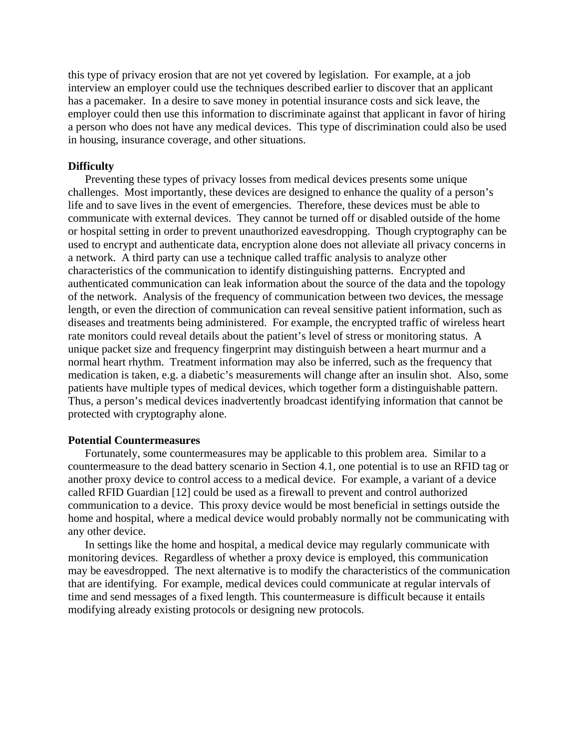this type of privacy erosion that are not yet covered by legislation. For example, at a job interview an employer could use the techniques described earlier to discover that an applicant has a pacemaker. In a desire to save money in potential insurance costs and sick leave, the employer could then use this information to discriminate against that applicant in favor of hiring a person who does not have any medical devices. This type of discrimination could also be used in housing, insurance coverage, and other situations.

**Difficulty**

Preventing these types of privacy losses from medical devices presents some unique challenges. Most importantly, these devices are designed to enhance the quality of a person's life and to save lives in the event of emergencies. Therefore, these devices must be able to communicate with external devices. They cannot be turned off or disabled outside of the home or hospital setting in order to prevent unauthorized eavesdropping. Though cryptography can be used to encrypt and authenticate data, encryption alone does not alleviate all privacy concerns in a network. A third party can use a technique called traffic analysis to analyze other characteristics of the communication to identify distinguishing patterns. Encrypted and authenticated communication can leak information about the source of the data and the topology of the network. Analysis of the frequency of communication between two devices, the message length, or even the direction of communication can reveal sensitive patient information, such as diseases and treatments being administered. For example, the encrypted traffic of wireless heart rate monitors could reveal details about the patient's level of stress or monitoring status. A unique packet size and frequency fingerprint may distinguish between a heart murmur and a normal heart rhythm. Treatment information may also be inferred, such as the frequency that medication is taken, e.g. a diabetic's measurements will change after an insulin shot. Also, some patients have multiple types of medical devices, which together form a distinguishable pattern. Thus, a person's medical devices inadvertently broadcast identifying information that cannot be protected with cryptography alone.

**Potential Countermeasures**

Fortunately, some countermeasures may be applicable to this problem area. Similar to a countermeasure to the dead battery scenario in Section 4.1, one potential is to use an RFID tag or another proxy device to control access to a medical device. For example, a variant of a device called RFID Guardian [12] could be used as a firewall to prevent and control authorized communication to a device. This proxy device would be most beneficial in settings outside the home and hospital, where a medical device would probably normally not be communicating with any other device.

In settings like the home and hospital, a medical device may regularly communicate with monitoring devices. Regardless of whether a proxy device is employed, this communication may be eavesdropped. The next alternative is to modify the characteristics of the communication that are identifying. For example, medical devices could communicate at regular intervals of time and send messages of a fixed length. This countermeasure is difficult because it entails modifying already existing protocols or designing new protocols.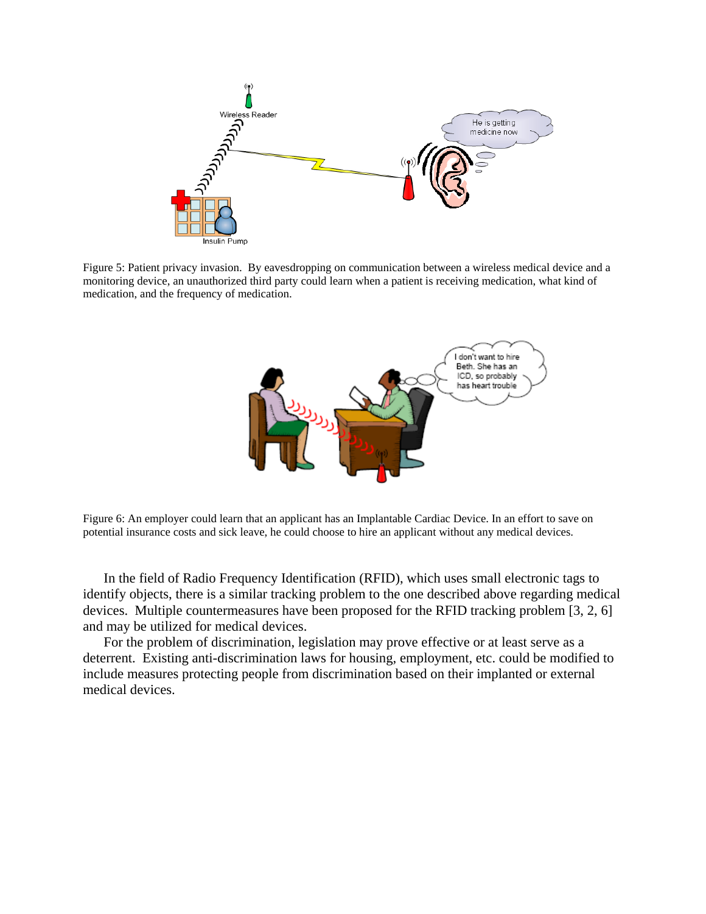Figure 5: Patient privacy invasion. By eavesdropping on communication between a wireless medical device and a monitoring device, an unauthorized third party could learn when a patient is receiving medication, what kind of medication, and the frequency of medication.

Figure 6: An employer could learn that an applicant has an Implantable Cardiac Device. In an effort to save on potential insurance costs and sick leave, he could choose to hire an applicant without any medical devices.

In the field of Radio Frequency Identification (RFID), which uses small electronic tags to identify objects, there is a similar tracking problem to the one described above regarding medical devices. Multiple countermeasures have been proposed for the RFID tracking problem [3, 2, 6] and may be utilized for medical devices.

For the problem of discrimination, legislation may prove effective or at least serve as a deterrent. Existing anti-discrimination laws for housing, employment, etc. could be modified to include measures protecting people from discrimination based on their implanted or external medical devices.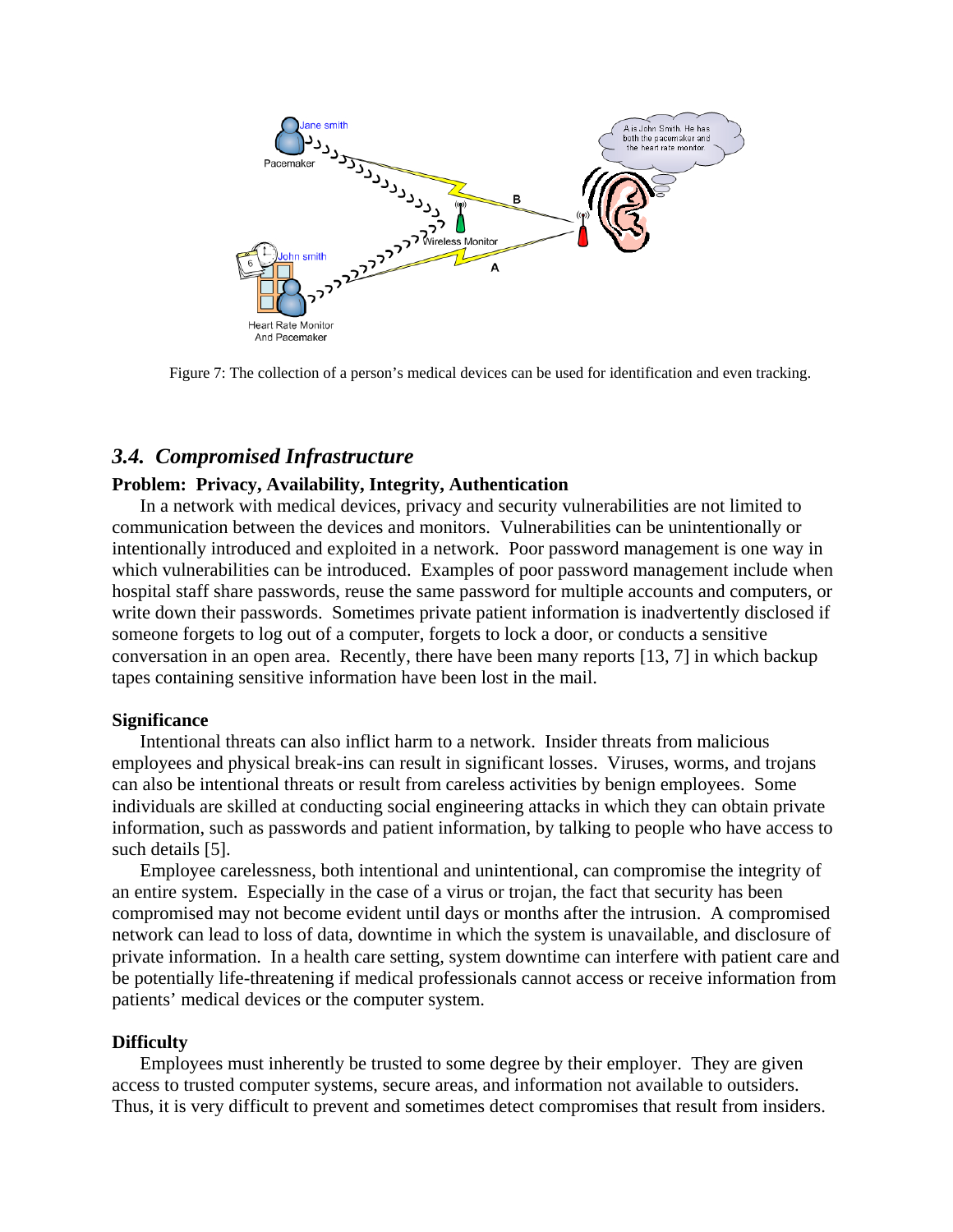Figure 7: The collection of a person's medical devices can be used for identification and even tracking.

### *3.4. Compromised Infrastructure*

**Problem: Privacy, Availability, Integrity, Authentication**

In a network with medical devices, privacy and security vulnerabilities are not limited to communication between the devices and monitors. Vulnerabilities can be unintentionally or intentionally introduced and exploited in a network. Poor password management is one way in which vulnerabilities can be introduced. Examples of poor password management include when hospital staff share passwords, reuse the same password for multiple accounts and computers, or write down their passwords. Sometimes private patient information is inadvertently disclosed if someone forgets to log out of a computer, forgets to lock a door, or conducts a sensitive conversation in an open area. Recently, there have been many reports [13, 7] in which backup tapes containing sensitive information have been lost in the mail.

**Significance**

Intentional threats can also inflict harm to a network. Insider threats from malicious employees and physical break-ins can result in significant losses. Viruses, worms, and trojans can also be intentional threats or result from careless activities by benign employees. Some individuals are skilled at conducting social engineering attacks in which they can obtain private information, such as passwords and patient information, by talking to people who have access to such details [5].

Employee carelessness, both intentional and unintentional, can compromise the integrity of an entire system. Especially in the case of a virus or trojan, the fact that security has been compromised may not become evident until days or months after the intrusion. A compromised network can lead to loss of data, downtime in which the system is unavailable, and disclosure of private information. In a health care setting, system downtime can interfere with patient care and be potentially life-threatening if medical professionals cannot access or receive information from patients' medical devices or the computer system.

**Difficulty**

Employees must inherently be trusted to some degree by their employer. They are given access to trusted computer systems, secure areas, and information not available to outsiders. Thus, it is very difficult to prevent and sometimes detect compromises that result from insiders.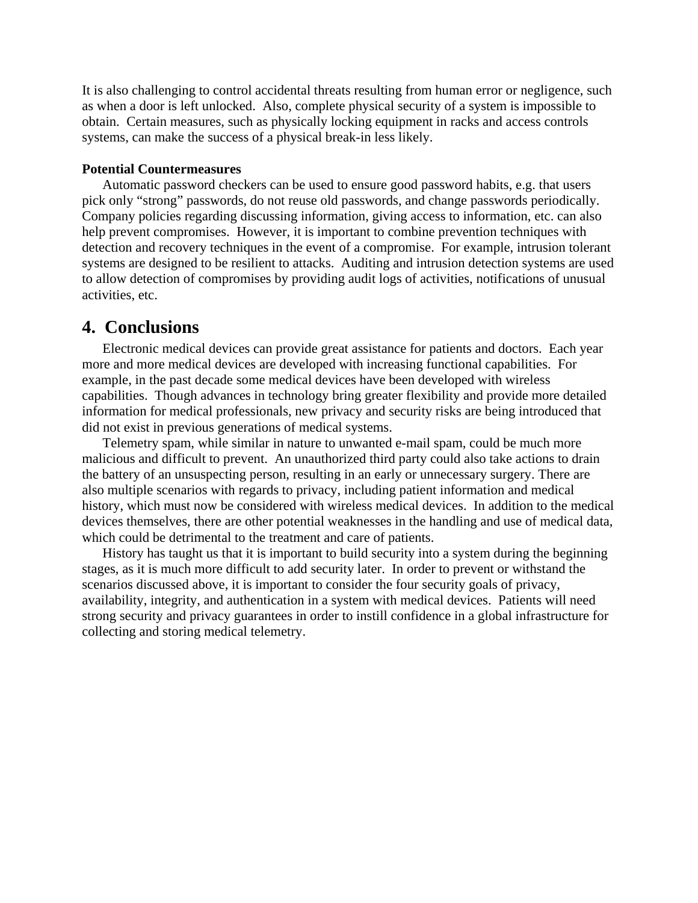It is also challenging to control accidental threats resulting from human error or negligence, such as when a door is left unlocked. Also, complete physical security of a system is impossible to obtain. Certain measures, such as physically locking equipment in racks and access controls systems, can make the success of a physical break-in less likely.

**Potential Countermeasures**

Automatic password checkers can be used to ensure good password habits, e.g. that users pick only "strong" passwords, do not reuse old passwords, and change passwords periodically. Company policies regarding discussing information, giving access to information, etc. can also help prevent compromises. However, it is important to combine prevention techniques with detection and recovery techniques in the event of a compromise. For example, intrusion tolerant systems are designed to be resilient to attacks. Auditing and intrusion detection systems are used to allow detection of compromises by providing audit logs of activities, notifications of unusual activities, etc.

## 4. Conclusions

Electronic medical devices can provide great assistance for patients and doctors. Each year more and more medical devices are developed with increasing functional capabilities. For example, in the past decade some medical devices have been developed with wireless capabilities. Though advances in technology bring greater flexibility and provide more detailed information for medical professionals, new privacy and security risks are being introduced that did not exist in previous generations of medical systems.

Telemetry spam, while similar in nature to unwanted e-mail spam, could be much more malicious and difficult to prevent. An unauthorized third party could also take actions to drain the battery of an unsuspecting person, resulting in an early or unnecessary surgery. There are also multiple scenarios with regards to privacy, including patient information and medical history, which must now be considered with wireless medical devices. In addition to the medical devices themselves, there are other potential weaknesses in the handling and use of medical data, which could be detrimental to the treatment and care of patients.

History has taught us that it is important to build security into a system during the beginning stages, as it is much more difficult to add security later. In order to prevent or withstand the scenarios discussed above, it is important to consider the four security goals of privacy, availability, integrity, and authentication in a system with medical devices. Patients will need strong security and privacy guarantees in order to instill confidence in a global infrastructure for collecting and storing medical telemetry.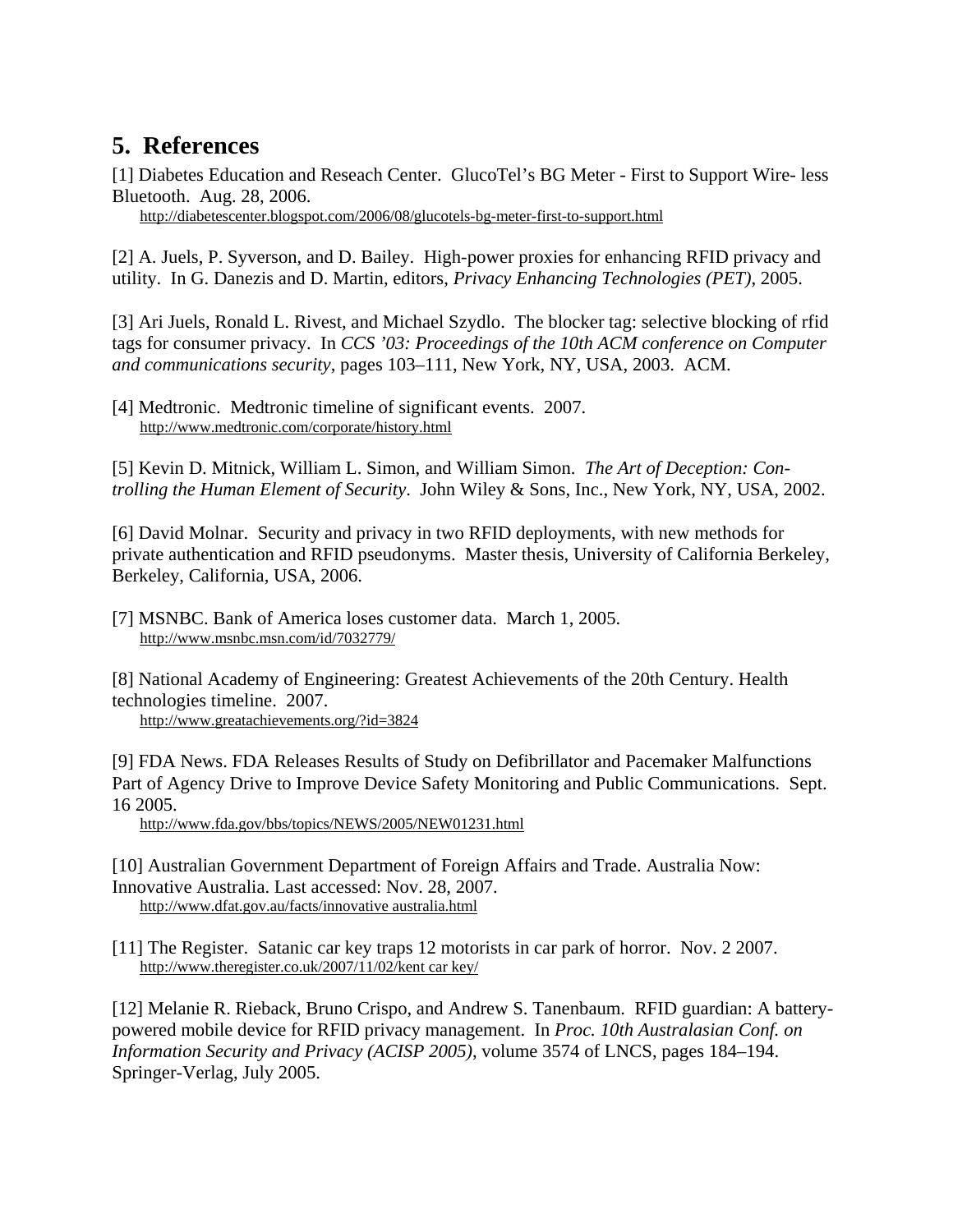## 5. References

[1] Diabetes Education and Reseach Center. GlucoTel's BG Meter - First to Support Wire- less Bluetooth. Aug. 28, 2006.
http://diabetescenter.blogspot.com/2006/08/glucotels-bg-meter-first-to-support.html

[2] A. Juels, P. Syverson, and D. Bailey. High-power proxies for enhancing RFID privacy and utility. In G. Danezis and D. Martin, editors, *Privacy Enhancing Technologies (PET)*, 2005.

[3] Ari Juels, Ronald L. Rivest, and Michael Szydlo. The blocker tag: selective blocking of rfid tags for consumer privacy. In *CCS '03: Proceedings of the 10th ACM conference on Computer and communications security*, pages 103–111, New York, NY, USA, 2003. ACM.

[4] Medtronic. Medtronic timeline of significant events. 2007.
http://www.medtronic.com/corporate/history.html

[5] Kevin D. Mitnick, William L. Simon, and William Simon. *The Art of Deception: Controlling the Human Element of Security*. John Wiley & Sons, Inc., New York, NY, USA, 2002.

[6] David Molnar. Security and privacy in two RFID deployments, with new methods for private authentication and RFID pseudonyms. Master thesis, University of California Berkeley, Berkeley, California, USA, 2006.

[7] MSNBC. Bank of America loses customer data. March 1, 2005.
http://www.msnbc.msn.com/id/7032779/

[8] National Academy of Engineering: Greatest Achievements of the 20th Century. Health technologies timeline. 2007.
http://www.greatachievements.org/?id=3824

[9] FDA News. FDA Releases Results of Study on Defibrillator and Pacemaker Malfunctions Part of Agency Drive to Improve Device Safety Monitoring and Public Communications. Sept. 16 2005.
http://www.fda.gov/bbs/topics/NEWS/2005/NEW01231.html

[10] Australian Government Department of Foreign Affairs and Trade. Australia Now: Innovative Australia. Last accessed: Nov. 28, 2007.
http://www.dfat.gov.au/facts/innovative australia.html

[11] The Register. Satanic car key traps 12 motorists in car park of horror. Nov. 2 2007.
http://www.theregister.co.uk/2007/11/02/kent car key/

[12] Melanie R. Rieback, Bruno Crispo, and Andrew S. Tanenbaum. RFID guardian: A battery-powered mobile device for RFID privacy management. In *Proc. 10th Australasian Conf. on Information Security and Privacy (ACISP 2005)*, volume 3574 of LNCS, pages 184–194. Springer-Verlag, July 2005.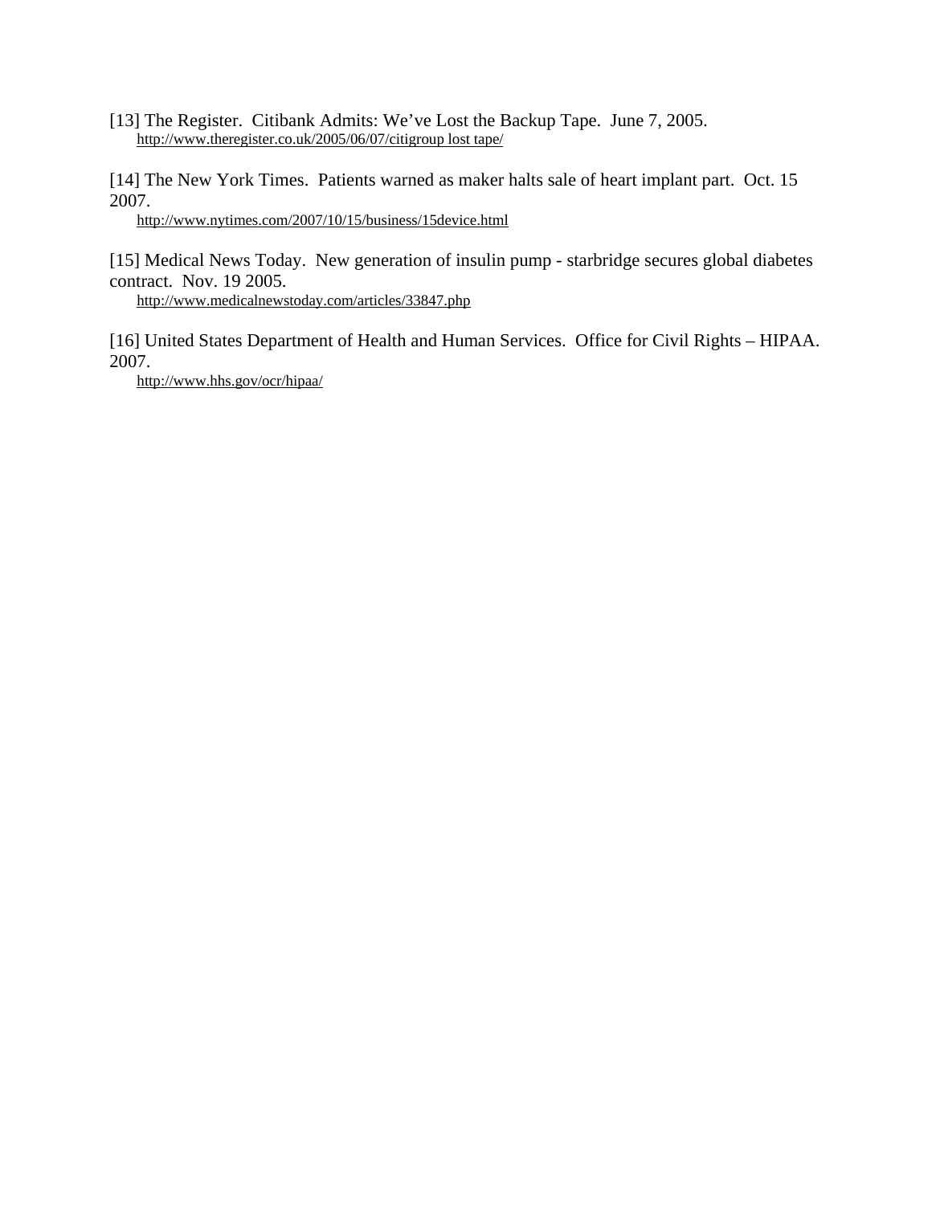[13] The Register. Citibank Admits: We've Lost the Backup Tape. June 7, 2005.
http://www.theregister.co.uk/2005/06/07/citigroup lost tape/

[14] The New York Times. Patients warned as maker halts sale of heart implant part. Oct. 15 2007.
http://www.nytimes.com/2007/10/15/business/15device.html

[15] Medical News Today. New generation of insulin pump - starbridge secures global diabetes contract. Nov. 19 2005.
http://www.medicalnewstoday.com/articles/33847.php

[16] United States Department of Health and Human Services. Office for Civil Rights – HIPAA. 2007.
http://www.hhs.gov/ocr/hipaa/